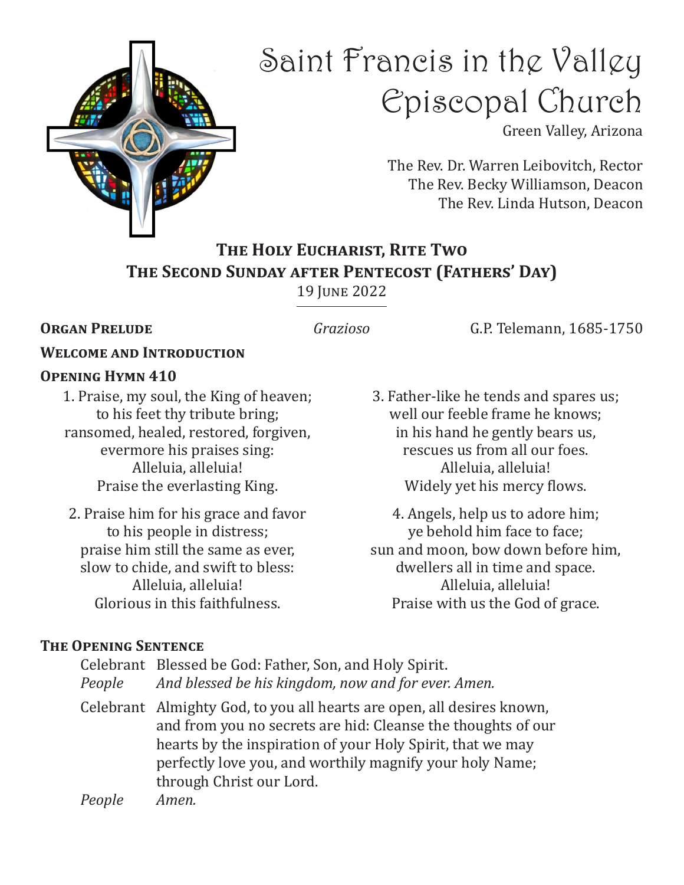# Saint Francis in the Valley Episcopal Church

Green Valley, Arizona

The Rev. Dr. Warren Leibovitch, Rector
The Rev. Becky Williamson, Deacon
The Rev. Linda Hutson, Deacon

## The Holy Eucharist, Rite Two
## The Second Sunday after Pentecost (Fathers' Day)

19 June 2022

**Organ Prelude** *Grazioso* G.P. Telemann, 1685-1750

**Welcome and Introduction**

**Opening Hymn 410**

1. Praise, my soul, the King of heaven;
to his feet thy tribute bring;
ransomed, healed, restored, forgiven,
evermore his praises sing:
Alleluia, alleluia!
Praise the everlasting King.

2. Praise him for his grace and favor
to his people in distress;
praise him still the same as ever,
slow to chide, and swift to bless:
Alleluia, alleluia!
Glorious in this faithfulness.

3. Father-like he tends and spares us;
well our feeble frame he knows;
in his hand he gently bears us,
rescues us from all our foes.
Alleluia, alleluia!
Widely yet his mercy flows.

4. Angels, help us to adore him;
ye behold him face to face;
sun and moon, bow down before him,
dwellers all in time and space.
Alleluia, alleluia!
Praise with us the God of grace.

**The Opening Sentence**

Celebrant Blessed be God: Father, Son, and Holy Spirit.
*People And blessed be his kingdom, now and for ever. Amen.*

Celebrant Almighty God, to you all hearts are open, all desires known, and from you no secrets are hid: Cleanse the thoughts of our hearts by the inspiration of your Holy Spirit, that we may perfectly love you, and worthily magnify your holy Name; through Christ our Lord.
*People Amen.*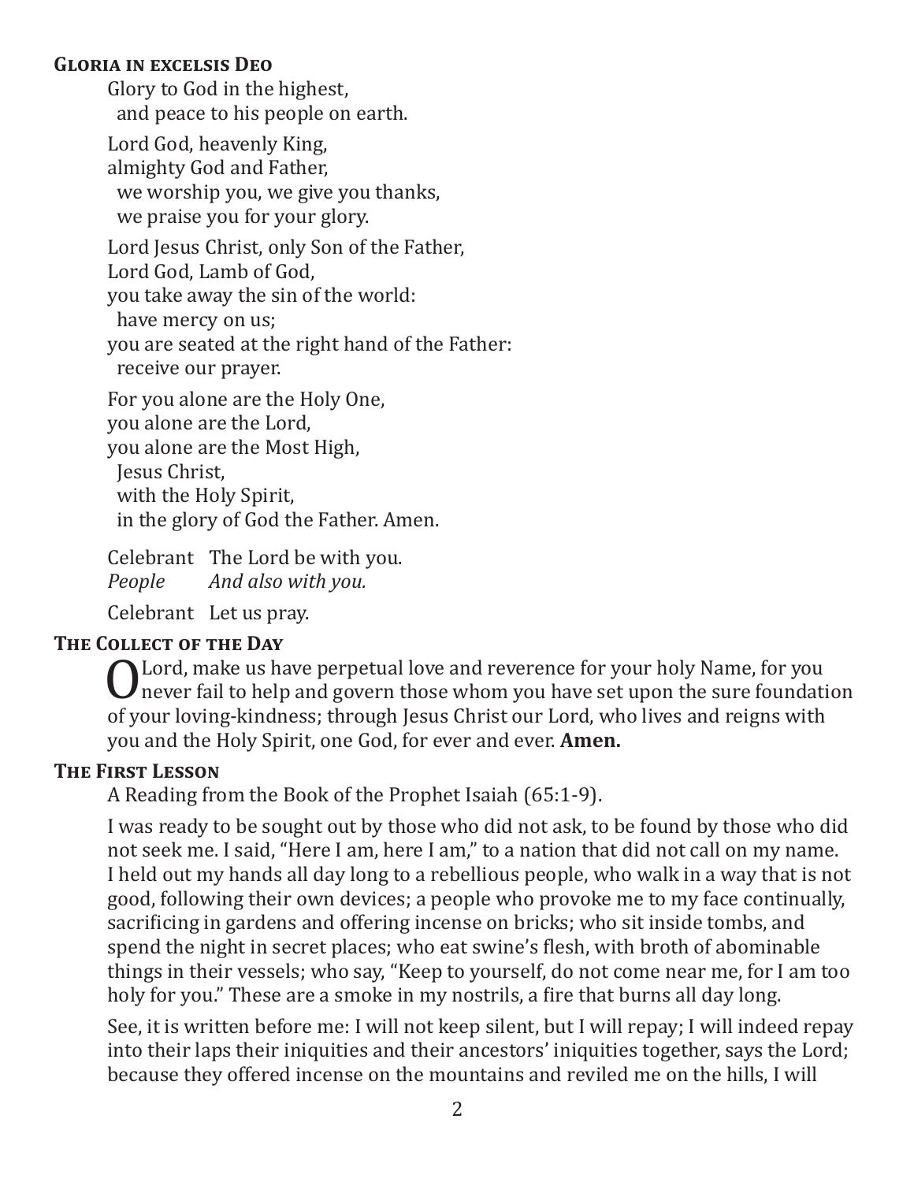### Gloria in excelsis Deo

Glory to God in the highest,
  and peace to his people on earth.

Lord God, heavenly King,
almighty God and Father,
  we worship you, we give you thanks,
  we praise you for your glory.

Lord Jesus Christ, only Son of the Father,
Lord God, Lamb of God,
you take away the sin of the world:
  have mercy on us;
you are seated at the right hand of the Father:
  receive our prayer.

For you alone are the Holy One,
you alone are the Lord,
you alone are the Most High,
  Jesus Christ,
  with the Holy Spirit,
  in the glory of God the Father. Amen.

Celebrant The Lord be with you.
*People And also with you.*

Celebrant Let us pray.

### The Collect of the Day

O Lord, make us have perpetual love and reverence for your holy Name, for you never fail to help and govern those whom you have set upon the sure foundation of your loving-kindness; through Jesus Christ our Lord, who lives and reigns with you and the Holy Spirit, one God, for ever and ever. **Amen.**

### The First Lesson

A Reading from the Book of the Prophet Isaiah (65:1-9).

I was ready to be sought out by those who did not ask, to be found by those who did not seek me. I said, "Here I am, here I am," to a nation that did not call on my name. I held out my hands all day long to a rebellious people, who walk in a way that is not good, following their own devices; a people who provoke me to my face continually, sacrificing in gardens and offering incense on bricks; who sit inside tombs, and spend the night in secret places; who eat swine's flesh, with broth of abominable things in their vessels; who say, "Keep to yourself, do not come near me, for I am too holy for you." These are a smoke in my nostrils, a fire that burns all day long.

See, it is written before me: I will not keep silent, but I will repay; I will indeed repay into their laps their iniquities and their ancestors' iniquities together, says the Lord; because they offered incense on the mountains and reviled me on the hills, I will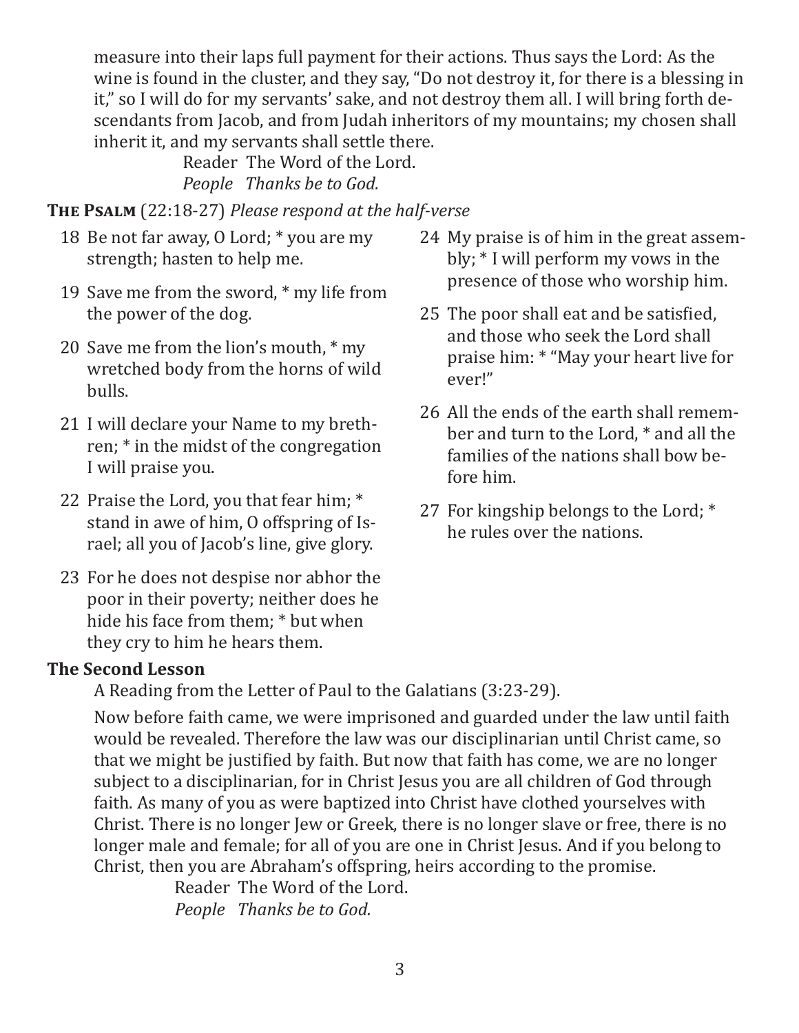measure into their laps full payment for their actions. Thus says the Lord: As the wine is found in the cluster, and they say, "Do not destroy it, for there is a blessing in it," so I will do for my servants' sake, and not destroy them all. I will bring forth descendants from Jacob, and from Judah inheritors of my mountains; my chosen shall inherit it, and my servants shall settle there.

Reader The Word of the Lord.
*People Thanks be to God.*

**The Psalm** (22:18-27) *Please respond at the half-verse*

18 Be not far away, O Lord; * you are my strength; hasten to help me.

19 Save me from the sword, * my life from the power of the dog.

20 Save me from the lion's mouth, * my wretched body from the horns of wild bulls.

21 I will declare your Name to my brethren; * in the midst of the congregation I will praise you.

22 Praise the Lord, you that fear him; * stand in awe of him, O offspring of Israel; all you of Jacob's line, give glory.

23 For he does not despise nor abhor the poor in their poverty; neither does he hide his face from them; * but when they cry to him he hears them.

24 My praise is of him in the great assembly; * I will perform my vows in the presence of those who worship him.

25 The poor shall eat and be satisfied, and those who seek the Lord shall praise him: * "May your heart live for ever!"

26 All the ends of the earth shall remember and turn to the Lord, * and all the families of the nations shall bow before him.

27 For kingship belongs to the Lord; * he rules over the nations.

**The Second Lesson**

A Reading from the Letter of Paul to the Galatians (3:23-29).

Now before faith came, we were imprisoned and guarded under the law until faith would be revealed. Therefore the law was our disciplinarian until Christ came, so that we might be justified by faith. But now that faith has come, we are no longer subject to a disciplinarian, for in Christ Jesus you are all children of God through faith. As many of you as were baptized into Christ have clothed yourselves with Christ. There is no longer Jew or Greek, there is no longer slave or free, there is no longer male and female; for all of you are one in Christ Jesus. And if you belong to Christ, then you are Abraham's offspring, heirs according to the promise.

Reader The Word of the Lord.
*People Thanks be to God.*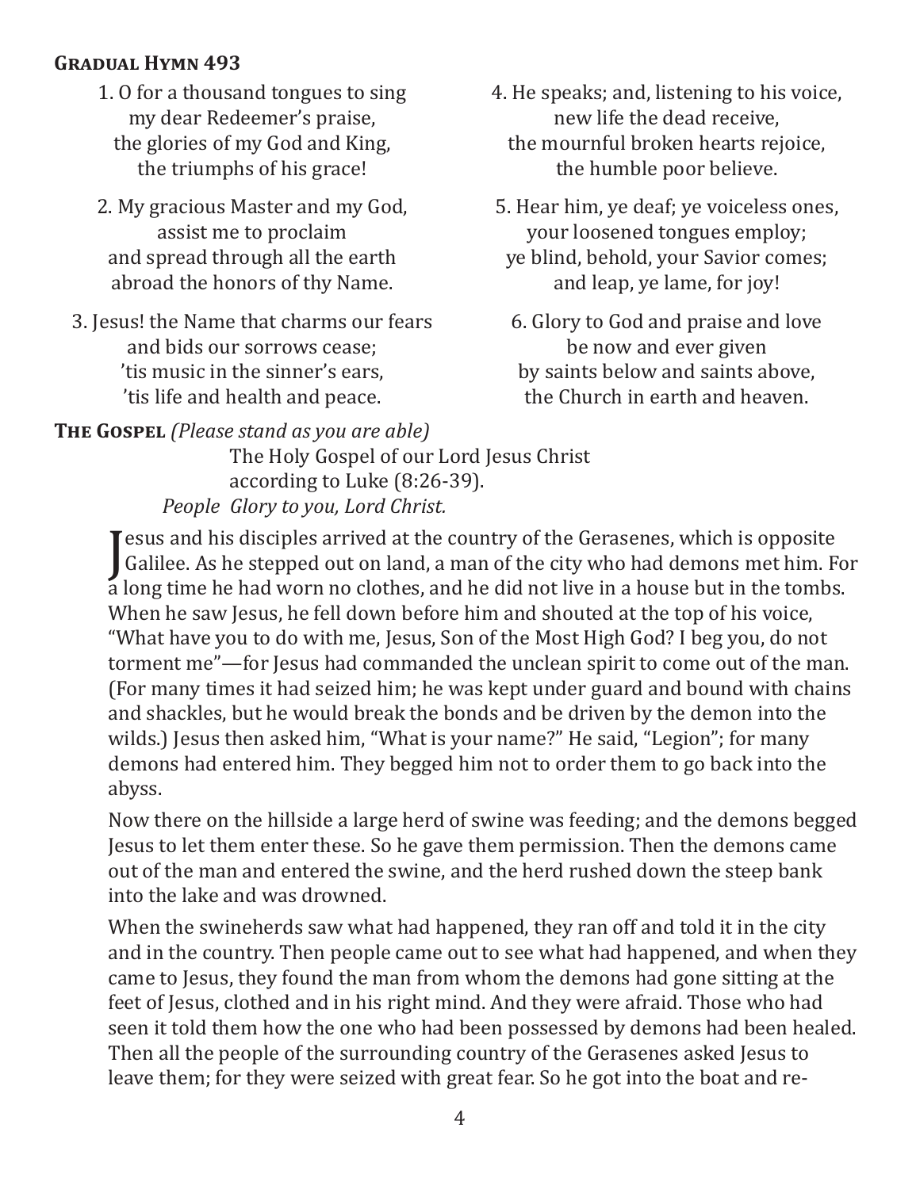**Gradual Hymn 493**

1. O for a thousand tongues to sing
my dear Redeemer's praise,
the glories of my God and King,
the triumphs of his grace!

2. My gracious Master and my God,
assist me to proclaim
and spread through all the earth
abroad the honors of thy Name.

3. Jesus! the Name that charms our fears
and bids our sorrows cease;
'tis music in the sinner's ears,
'tis life and health and peace.

4. He speaks; and, listening to his voice,
new life the dead receive,
the mournful broken hearts rejoice,
the humble poor believe.

5. Hear him, ye deaf; ye voiceless ones,
your loosened tongues employ;
ye blind, behold, your Savior comes;
and leap, ye lame, for joy!

6. Glory to God and praise and love
be now and ever given
by saints below and saints above,
the Church in earth and heaven.

**The Gospel** *(Please stand as you are able)*

The Holy Gospel of our Lord Jesus Christ
according to Luke (8:26-39).

*People Glory to you, Lord Christ.*

Jesus and his disciples arrived at the country of the Gerasenes, which is opposite Galilee. As he stepped out on land, a man of the city who had demons met him. For a long time he had worn no clothes, and he did not live in a house but in the tombs. When he saw Jesus, he fell down before him and shouted at the top of his voice, "What have you to do with me, Jesus, Son of the Most High God? I beg you, do not torment me"—for Jesus had commanded the unclean spirit to come out of the man. (For many times it had seized him; he was kept under guard and bound with chains and shackles, but he would break the bonds and be driven by the demon into the wilds.) Jesus then asked him, "What is your name?" He said, "Legion"; for many demons had entered him. They begged him not to order them to go back into the abyss.

Now there on the hillside a large herd of swine was feeding; and the demons begged Jesus to let them enter these. So he gave them permission. Then the demons came out of the man and entered the swine, and the herd rushed down the steep bank into the lake and was drowned.

When the swineherds saw what had happened, they ran off and told it in the city and in the country. Then people came out to see what had happened, and when they came to Jesus, they found the man from whom the demons had gone sitting at the feet of Jesus, clothed and in his right mind. And they were afraid. Those who had seen it told them how the one who had been possessed by demons had been healed. Then all the people of the surrounding country of the Gerasenes asked Jesus to leave them; for they were seized with great fear. So he got into the boat and re-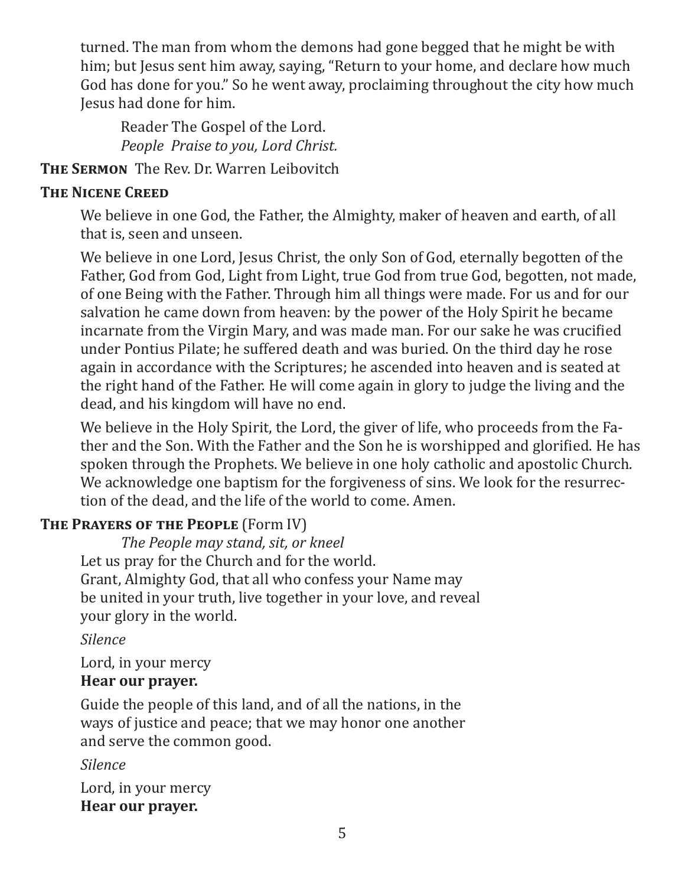turned. The man from whom the demons had gone begged that he might be with him; but Jesus sent him away, saying, "Return to your home, and declare how much God has done for you." So he went away, proclaiming throughout the city how much Jesus had done for him.

Reader The Gospel of the Lord.
*People Praise to you, Lord Christ.*

**The Sermon** The Rev. Dr. Warren Leibovitch

**The Nicene Creed**

We believe in one God, the Father, the Almighty, maker of heaven and earth, of all that is, seen and unseen.

We believe in one Lord, Jesus Christ, the only Son of God, eternally begotten of the Father, God from God, Light from Light, true God from true God, begotten, not made, of one Being with the Father. Through him all things were made. For us and for our salvation he came down from heaven: by the power of the Holy Spirit he became incarnate from the Virgin Mary, and was made man. For our sake he was crucified under Pontius Pilate; he suffered death and was buried. On the third day he rose again in accordance with the Scriptures; he ascended into heaven and is seated at the right hand of the Father. He will come again in glory to judge the living and the dead, and his kingdom will have no end.

We believe in the Holy Spirit, the Lord, the giver of life, who proceeds from the Father and the Son. With the Father and the Son he is worshipped and glorified. He has spoken through the Prophets. We believe in one holy catholic and apostolic Church. We acknowledge one baptism for the forgiveness of sins. We look for the resurrection of the dead, and the life of the world to come. Amen.

**The Prayers of the People** (Form IV)

*The People may stand, sit, or kneel*

Let us pray for the Church and for the world.
Grant, Almighty God, that all who confess your Name may be united in your truth, live together in your love, and reveal your glory in the world.

*Silence*

Lord, in your mercy
**Hear our prayer.**

Guide the people of this land, and of all the nations, in the ways of justice and peace; that we may honor one another and serve the common good.

*Silence*

Lord, in your mercy
**Hear our prayer.**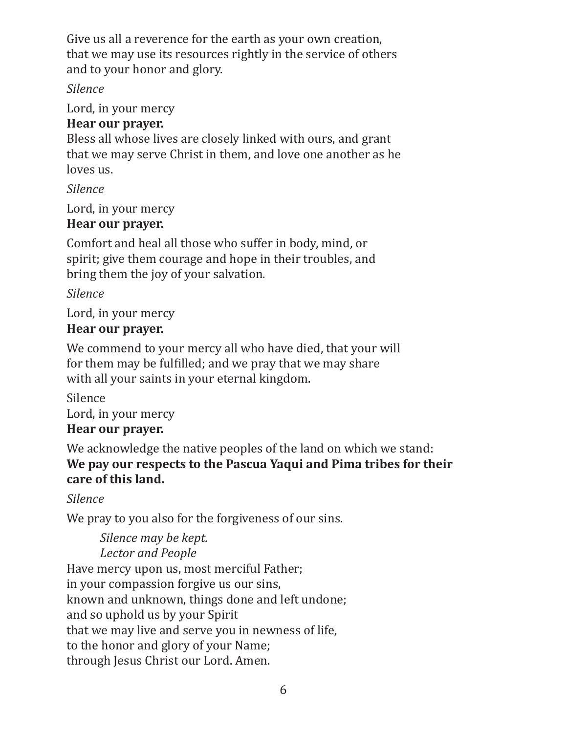Give us all a reverence for the earth as your own creation,
that we may use its resources rightly in the service of others
and to your honor and glory.

*Silence*

Lord, in your mercy
**Hear our prayer.**
Bless all whose lives are closely linked with ours, and grant
that we may serve Christ in them, and love one another as he
loves us.

*Silence*

Lord, in your mercy
**Hear our prayer.**

Comfort and heal all those who suffer in body, mind, or
spirit; give them courage and hope in their troubles, and
bring them the joy of your salvation.

*Silence*

Lord, in your mercy
**Hear our prayer.**

We commend to your mercy all who have died, that your will
for them may be fulfilled; and we pray that we may share
with all your saints in your eternal kingdom.

Silence
Lord, in your mercy
**Hear our prayer.**

We acknowledge the native peoples of the land on which we stand:
**We pay our respects to the Pascua Yaqui and Pima tribes for their care of this land.**

*Silence*

We pray to you also for the forgiveness of our sins.

> *Silence may be kept.*
> *Lector and People*

Have mercy upon us, most merciful Father;
in your compassion forgive us our sins,
known and unknown, things done and left undone;
and so uphold us by your Spirit
that we may live and serve you in newness of life,
to the honor and glory of your Name;
through Jesus Christ our Lord. Amen.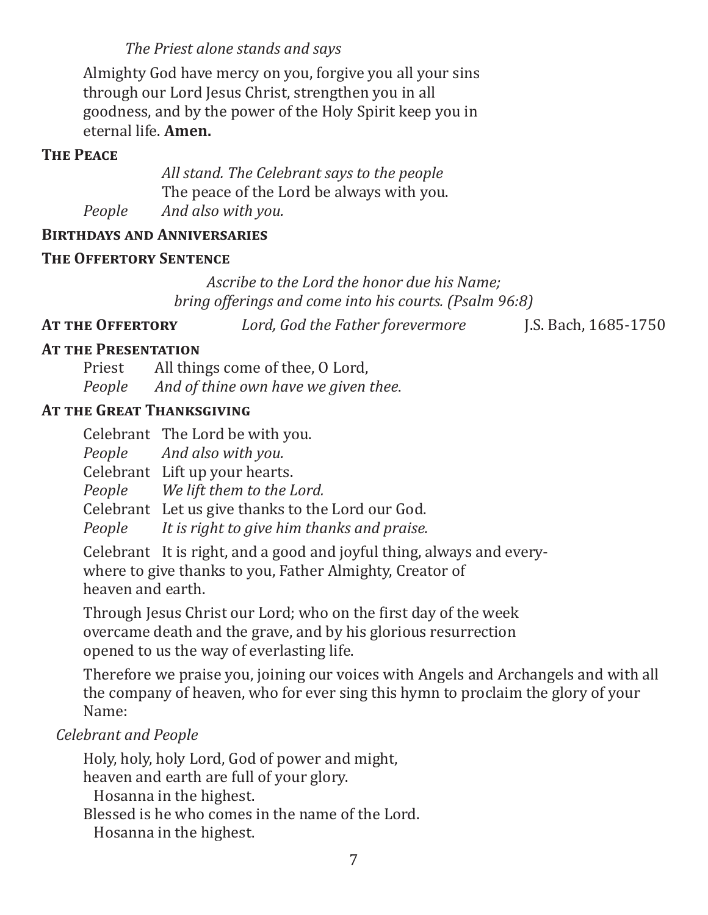*The Priest alone stands and says*

Almighty God have mercy on you, forgive you all your sins through our Lord Jesus Christ, strengthen you in all goodness, and by the power of the Holy Spirit keep you in eternal life. **Amen.**

### The Peace

*All stand. The Celebrant says to the people*

The peace of the Lord be always with you.

*People* *And also with you.*

### Birthdays and Anniversaries

### The Offertory Sentence

*Ascribe to the Lord the honor due his Name;*
*bring offerings and come into his courts. (Psalm 96:8)*

**At the Offertory** *Lord, God the Father forevermore* J.S. Bach, 1685-1750

### At the Presentation

Priest All things come of thee, O Lord,
*People* *And of thine own have we given thee.*

### At the Great Thanksgiving

Celebrant The Lord be with you.
*People* *And also with you.*
Celebrant Lift up your hearts.
*People* *We lift them to the Lord.*
Celebrant Let us give thanks to the Lord our God.
*People* *It is right to give him thanks and praise.*

Celebrant It is right, and a good and joyful thing, always and everywhere to give thanks to you, Father Almighty, Creator of heaven and earth.

Through Jesus Christ our Lord; who on the first day of the week overcame death and the grave, and by his glorious resurrection opened to us the way of everlasting life.

Therefore we praise you, joining our voices with Angels and Archangels and with all the company of heaven, who for ever sing this hymn to proclaim the glory of your Name:

*Celebrant and People*

Holy, holy, holy Lord, God of power and might,
heaven and earth are full of your glory.
Hosanna in the highest.
Blessed is he who comes in the name of the Lord.
Hosanna in the highest.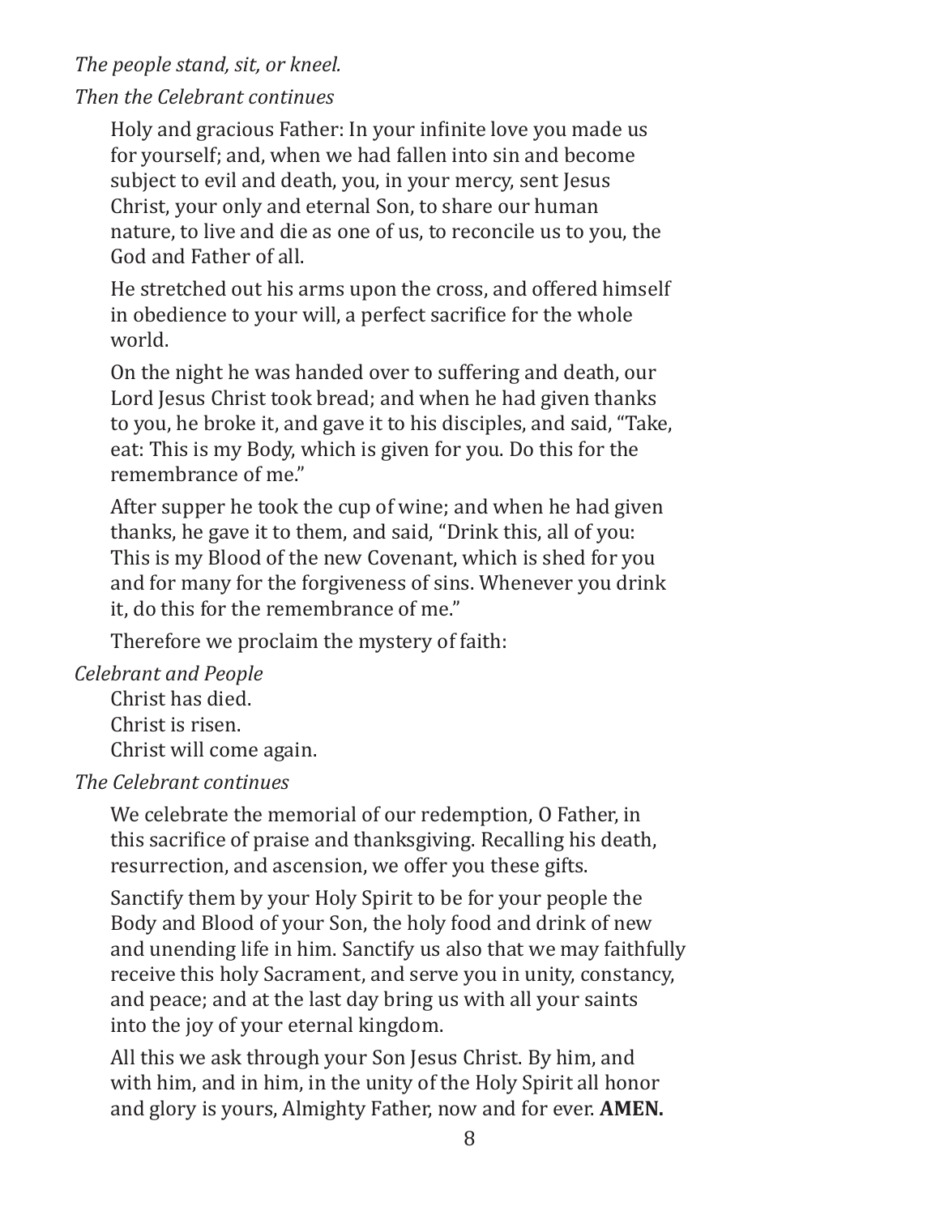*The people stand, sit, or kneel.*

*Then the Celebrant continues*

Holy and gracious Father: In your infinite love you made us for yourself; and, when we had fallen into sin and become subject to evil and death, you, in your mercy, sent Jesus Christ, your only and eternal Son, to share our human nature, to live and die as one of us, to reconcile us to you, the God and Father of all.

He stretched out his arms upon the cross, and offered himself in obedience to your will, a perfect sacrifice for the whole world.

On the night he was handed over to suffering and death, our Lord Jesus Christ took bread; and when he had given thanks to you, he broke it, and gave it to his disciples, and said, "Take, eat: This is my Body, which is given for you. Do this for the remembrance of me."

After supper he took the cup of wine; and when he had given thanks, he gave it to them, and said, "Drink this, all of you: This is my Blood of the new Covenant, which is shed for you and for many for the forgiveness of sins. Whenever you drink it, do this for the remembrance of me."

Therefore we proclaim the mystery of faith:

*Celebrant and People*

Christ has died.  
Christ is risen.  
Christ will come again.

*The Celebrant continues*

We celebrate the memorial of our redemption, O Father, in this sacrifice of praise and thanksgiving. Recalling his death, resurrection, and ascension, we offer you these gifts.

Sanctify them by your Holy Spirit to be for your people the Body and Blood of your Son, the holy food and drink of new and unending life in him. Sanctify us also that we may faithfully receive this holy Sacrament, and serve you in unity, constancy, and peace; and at the last day bring us with all your saints into the joy of your eternal kingdom.

All this we ask through your Son Jesus Christ. By him, and with him, and in him, in the unity of the Holy Spirit all honor and glory is yours, Almighty Father, now and for ever. **AMEN.**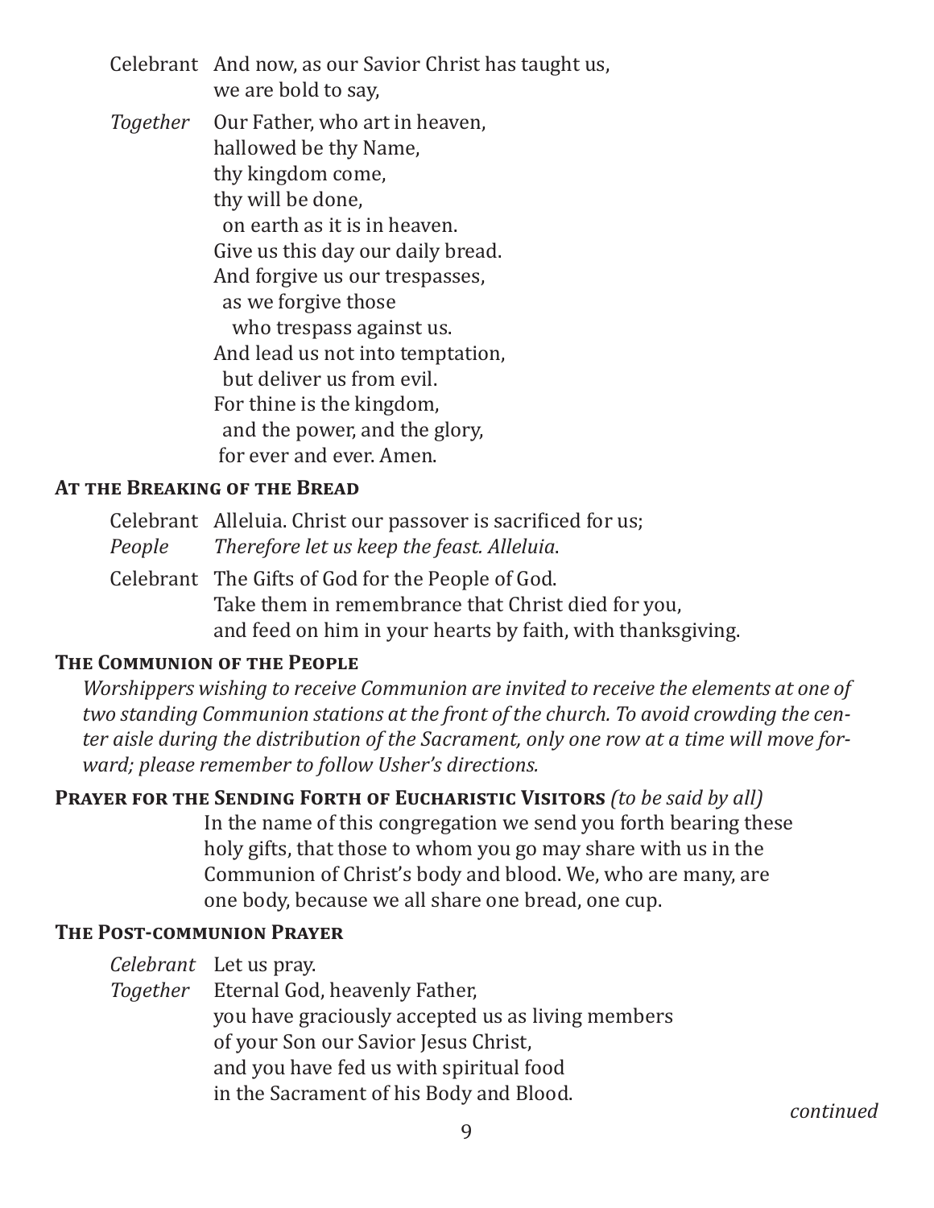Celebrant And now, as our Savior Christ has taught us,
we are bold to say,

*Together* Our Father, who art in heaven,
hallowed be thy Name,
thy kingdom come,
thy will be done,
on earth as it is in heaven.
Give us this day our daily bread.
And forgive us our trespasses,
as we forgive those
who trespass against us.
And lead us not into temptation,
but deliver us from evil.
For thine is the kingdom,
and the power, and the glory,
for ever and ever. Amen.

### At the Breaking of the Bread

Celebrant Alleluia. Christ our passover is sacrificed for us;
*People* *Therefore let us keep the feast. Alleluia*.

Celebrant The Gifts of God for the People of God.
Take them in remembrance that Christ died for you,
and feed on him in your hearts by faith, with thanksgiving.

### The Communion of the People

*Worshippers wishing to receive Communion are invited to receive the elements at one of two standing Communion stations at the front of the church. To avoid crowding the center aisle during the distribution of the Sacrament, only one row at a time will move forward; please remember to follow Usher's directions.*

### Prayer for the Sending Forth of Eucharistic Visitors *(to be said by all)*

In the name of this congregation we send you forth bearing these holy gifts, that those to whom you go may share with us in the Communion of Christ's body and blood. We, who are many, are one body, because we all share one bread, one cup.

### The Post-communion Prayer

*Celebrant* Let us pray.
*Together* Eternal God, heavenly Father,
you have graciously accepted us as living members
of your Son our Savior Jesus Christ,
and you have fed us with spiritual food
in the Sacrament of his Body and Blood.

*continued*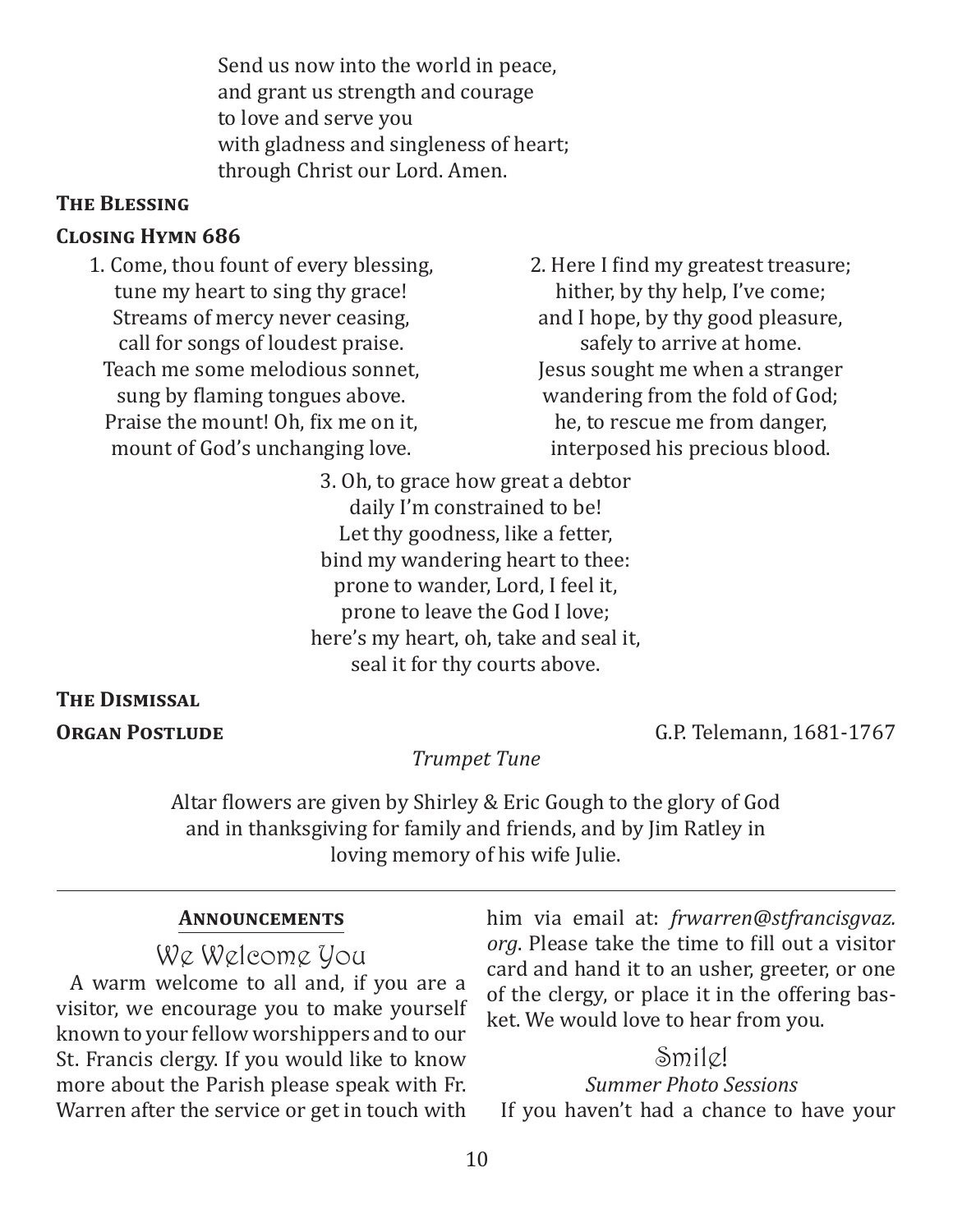Send us now into the world in peace,
and grant us strength and courage
to love and serve you
with gladness and singleness of heart;
through Christ our Lord. Amen.

**The Blessing**

**Closing Hymn 686**

1. Come, thou fount of every blessing,
tune my heart to sing thy grace!
Streams of mercy never ceasing,
call for songs of loudest praise.
Teach me some melodious sonnet,
sung by flaming tongues above.
Praise the mount! Oh, fix me on it,
mount of God's unchanging love.

2. Here I find my greatest treasure;
hither, by thy help, I've come;
and I hope, by thy good pleasure,
safely to arrive at home.
Jesus sought me when a stranger
wandering from the fold of God;
he, to rescue me from danger,
interposed his precious blood.

3. Oh, to grace how great a debtor
daily I'm constrained to be!
Let thy goodness, like a fetter,
bind my wandering heart to thee:
prone to wander, Lord, I feel it,
prone to leave the God I love;
here's my heart, oh, take and seal it,
seal it for thy courts above.

**The Dismissal**

**Organ Postlude** G.P. Telemann, 1681-1767

*Trumpet Tune*

Altar flowers are given by Shirley & Eric Gough to the glory of God and in thanksgiving for family and friends, and by Jim Ratley in loving memory of his wife Julie.

---

## Announcements

### We Welcome You

A warm welcome to all and, if you are a visitor, we encourage you to make yourself known to your fellow worshippers and to our St. Francis clergy. If you would like to know more about the Parish please speak with Fr. Warren after the service or get in touch with him via email at: *frwarren@stfrancisgvaz.org*. Please take the time to fill out a visitor card and hand it to an usher, greeter, or one of the clergy, or place it in the offering basket. We would love to hear from you.

### Smile!

*Summer Photo Sessions*

If you haven't had a chance to have your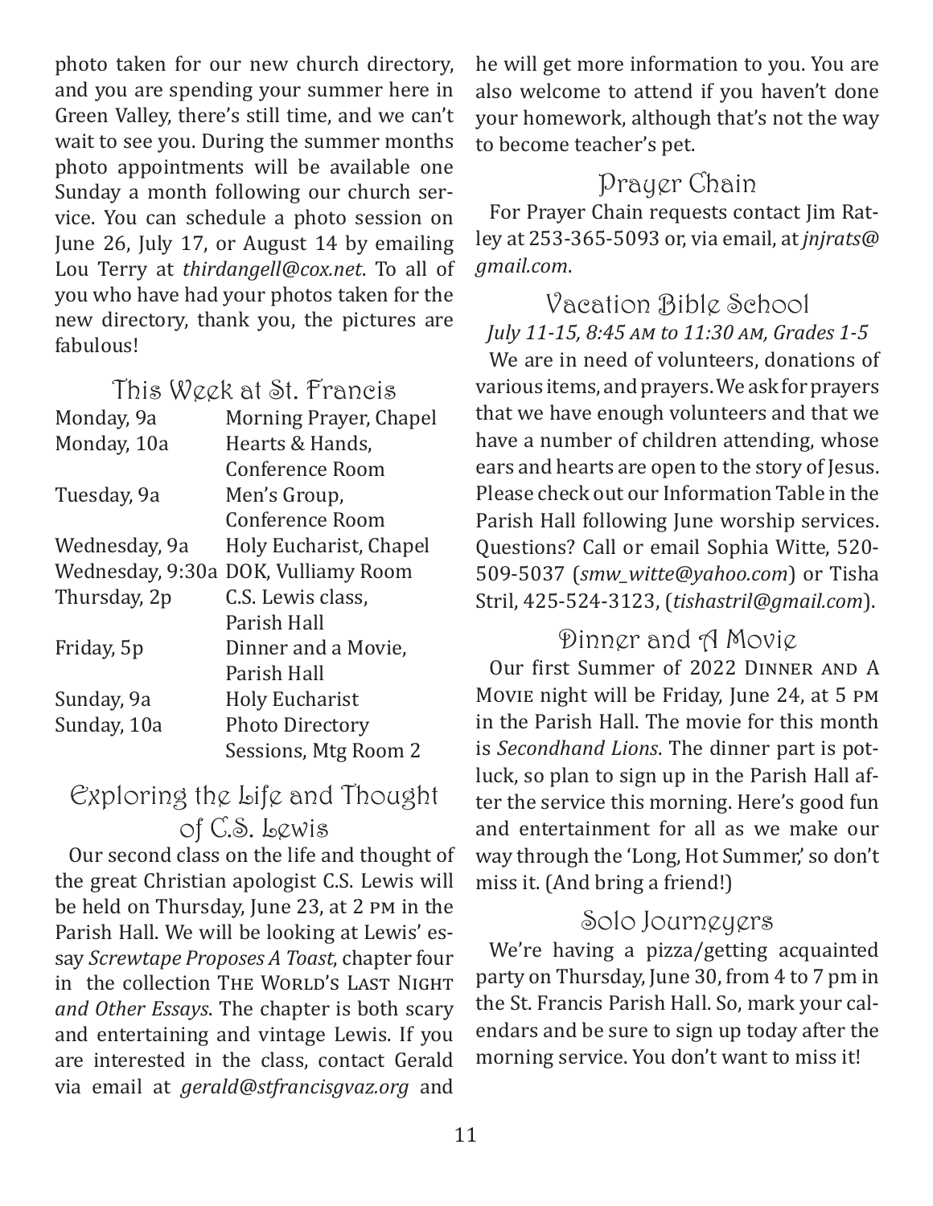photo taken for our new church directory, and you are spending your summer here in Green Valley, there's still time, and we can't wait to see you. During the summer months photo appointments will be available one Sunday a month following our church service. You can schedule a photo session on June 26, July 17, or August 14 by emailing Lou Terry at *thirdangell@cox.net*. To all of you who have had your photos taken for the new directory, thank you, the pictures are fabulous!

## This Week at St. Francis

| | |
|---|---|
| Monday, 9a | Morning Prayer, Chapel |
| Monday, 10a | Hearts & Hands, Conference Room |
| Tuesday, 9a | Men's Group, Conference Room |
| Wednesday, 9a | Holy Eucharist, Chapel |
| Wednesday, 9:30a | DOK, Vulliamy Room |
| Thursday, 2p | C.S. Lewis class, Parish Hall |
| Friday, 5p | Dinner and a Movie, Parish Hall |
| Sunday, 9a | Holy Eucharist |
| Sunday, 10a | Photo Directory Sessions, Mtg Room 2 |

## Exploring the Life and Thought of C.S. Lewis

Our second class on the life and thought of the great Christian apologist C.S. Lewis will be held on Thursday, June 23, at 2 PM in the Parish Hall. We will be looking at Lewis' essay *Screwtape Proposes A Toast*, chapter four in the collection THE WORLD'S LAST NIGHT *and Other Essays*. The chapter is both scary and entertaining and vintage Lewis. If you are interested in the class, contact Gerald via email at *gerald@stfrancisgvaz.org* and he will get more information to you. You are also welcome to attend if you haven't done your homework, although that's not the way to become teacher's pet.

## Prayer Chain

For Prayer Chain requests contact Jim Ratley at 253-365-5093 or, via email, at *jnjrats@gmail.com*.

## Vacation Bible School

*July 11-15, 8:45 AM to 11:30 AM, Grades 1-5*

We are in need of volunteers, donations of various items, and prayers. We ask for prayers that we have enough volunteers and that we have a number of children attending, whose ears and hearts are open to the story of Jesus. Please check out our Information Table in the Parish Hall following June worship services. Questions? Call or email Sophia Witte, 520-509-5037 (*smw_witte@yahoo.com*) or Tisha Stril, 425-524-3123, (*tishastril@gmail.com*).

## Dinner and A Movie

Our first Summer of 2022 DINNER AND A MOVIE night will be Friday, June 24, at 5 PM in the Parish Hall. The movie for this month is *Secondhand Lions*. The dinner part is potluck, so plan to sign up in the Parish Hall after the service this morning. Here's good fun and entertainment for all as we make our way through the 'Long, Hot Summer,' so don't miss it. (And bring a friend!)

## Solo Journeyers

We're having a pizza/getting acquainted party on Thursday, June 30, from 4 to 7 pm in the St. Francis Parish Hall. So, mark your calendars and be sure to sign up today after the morning service. You don't want to miss it!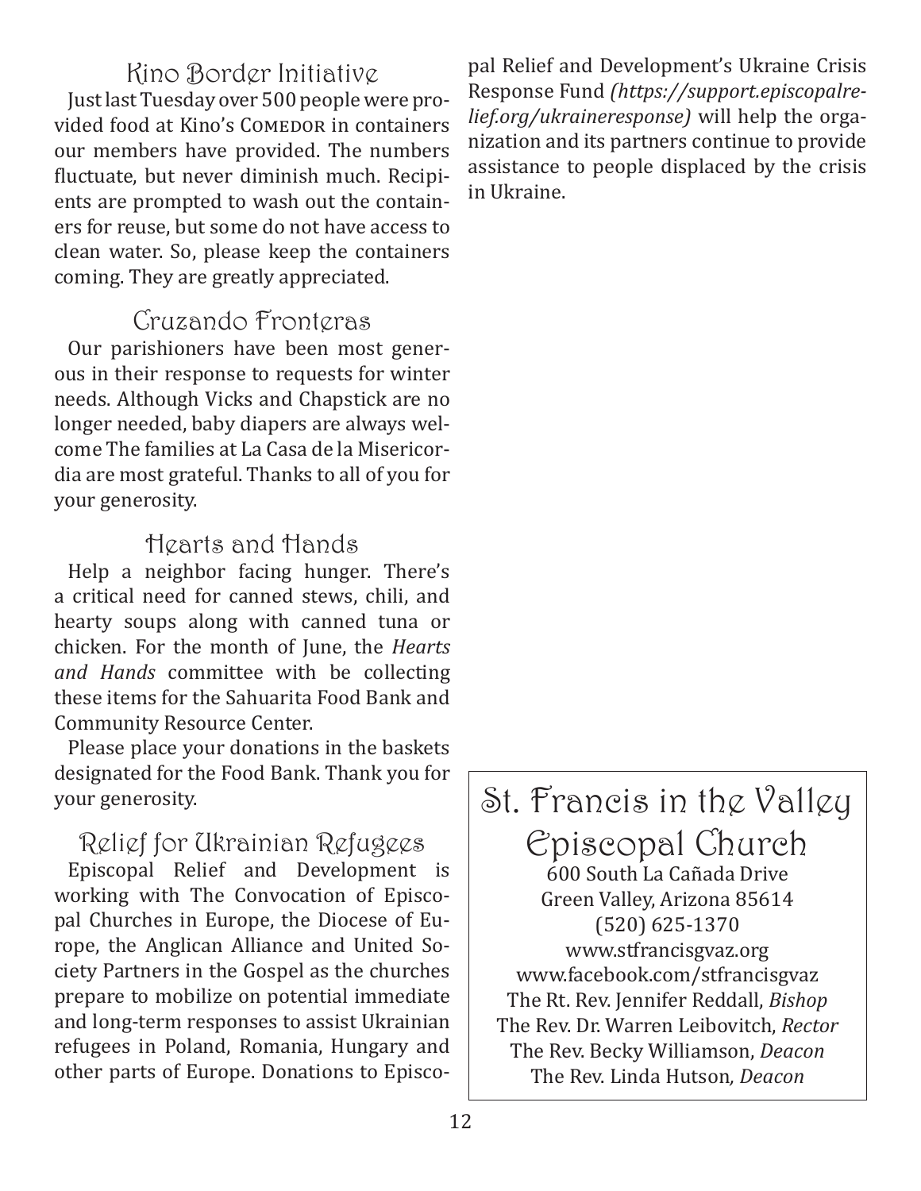## Kino Border Initiative

Just last Tuesday over 500 people were provided food at Kino's Comedor in containers our members have provided. The numbers fluctuate, but never diminish much. Recipients are prompted to wash out the containers for reuse, but some do not have access to clean water. So, please keep the containers coming. They are greatly appreciated.

## Cruzando Fronteras

Our parishioners have been most generous in their response to requests for winter needs. Although Vicks and Chapstick are no longer needed, baby diapers are always welcome The families at La Casa de la Misericordia are most grateful. Thanks to all of you for your generosity.

## Hearts and Hands

Help a neighbor facing hunger. There's a critical need for canned stews, chili, and hearty soups along with canned tuna or chicken. For the month of June, the *Hearts and Hands* committee with be collecting these items for the Sahuarita Food Bank and Community Resource Center.

Please place your donations in the baskets designated for the Food Bank. Thank you for your generosity.

## Relief for Ukrainian Refugees

Episcopal Relief and Development is working with The Convocation of Episcopal Churches in Europe, the Diocese of Europe, the Anglican Alliance and United Society Partners in the Gospel as the churches prepare to mobilize on potential immediate and long-term responses to assist Ukrainian refugees in Poland, Romania, Hungary and other parts of Europe. Donations to Episcopal Relief and Development's Ukraine Crisis Response Fund *(https://support.episcopalrelief.org/ukraineresponse)* will help the organization and its partners continue to provide assistance to people displaced by the crisis in Ukraine.

## St. Francis in the Valley Episcopal Church

600 South La Cañada Drive
Green Valley, Arizona 85614
(520) 625-1370
www.stfrancisgvaz.org
www.facebook.com/stfrancisgvaz
The Rt. Rev. Jennifer Reddall, *Bishop*
The Rev. Dr. Warren Leibovitch, *Rector*
The Rev. Becky Williamson, *Deacon*
The Rev. Linda Hutson, *Deacon*